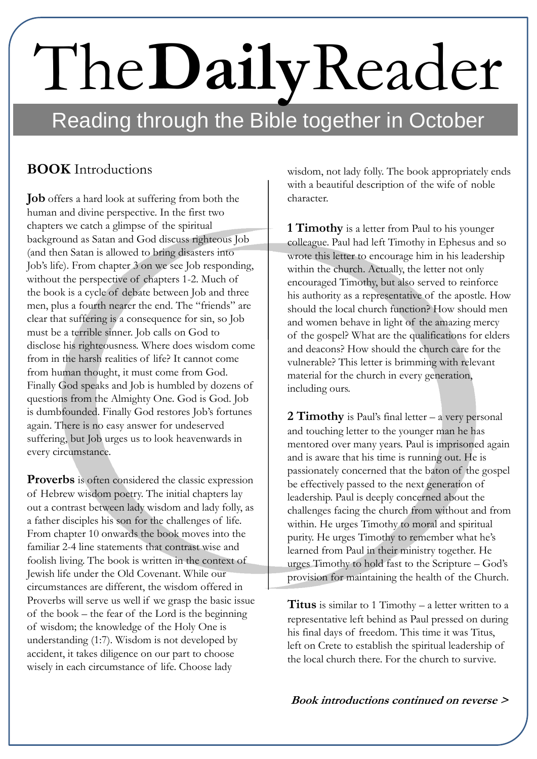# The**Daily**Reader

## Reading through the Bible together in October

### **BOOK** Introductions

**Job** offers a hard look at suffering from both the human and divine perspective. In the first two chapters we catch a glimpse of the spiritual background as Satan and God discuss righteous Job (and then Satan is allowed to bring disasters into Job's life). From chapter 3 on we see Job responding, without the perspective of chapters 1-2. Much of the book is a cycle of debate between Job and three men, plus a fourth nearer the end. The "friends" are clear that suffering is a consequence for sin, so Job must be a terrible sinner. Job calls on God to disclose his righteousness. Where does wisdom come from in the harsh realities of life? It cannot come from human thought, it must come from God. Finally God speaks and Job is humbled by dozens of questions from the Almighty One. God is God. Job is dumbfounded. Finally God restores Job's fortunes again. There is no easy answer for undeserved suffering, but Job urges us to look heavenwards in every circumstance.

**Proverbs** is often considered the classic expression of Hebrew wisdom poetry. The initial chapters lay out a contrast between lady wisdom and lady folly, as a father disciples his son for the challenges of life. From chapter 10 onwards the book moves into the familiar 2-4 line statements that contrast wise and foolish living. The book is written in the context of Jewish life under the Old Covenant. While our circumstances are different, the wisdom offered in Proverbs will serve us well if we grasp the basic issue of the book – the fear of the Lord is the beginning of wisdom; the knowledge of the Holy One is understanding (1:7). Wisdom is not developed by accident, it takes diligence on our part to choose wisely in each circumstance of life. Choose lady wisdom, not lady folly. The book appropriately ends with a beautiful description of the wife of noble character.

**1 Timothy** is a letter from Paul to his younger colleague. Paul had left Timothy in Ephesus and so wrote this letter to encourage him in his leadership within the church. Actually, the letter not only encouraged Timothy, but also served to reinforce his authority as a representative of the apostle. How should the local church function? How should men and women behave in light of the amazing mercy of the gospel? What are the qualifications for elders and deacons? How should the church care for the vulnerable? This letter is brimming with relevant material for the church in every generation, including ours.

**2 Timothy** is Paul's final letter – a very personal and touching letter to the younger man he has mentored over many years. Paul is imprisoned again and is aware that his time is running out. He is passionately concerned that the baton of the gospel be effectively passed to the next generation of leadership. Paul is deeply concerned about the challenges facing the church from without and from within. He urges Timothy to moral and spiritual purity. He urges Timothy to remember what he's learned from Paul in their ministry together. He urges Timothy to hold fast to the Scripture – God's provision for maintaining the health of the Church.

**Titus** is similar to 1 Timothy – a letter written to a representative left behind as Paul pressed on during his final days of freedom. This time it was Titus, left on Crete to establish the spiritual leadership of the local church there. For the church to survive.

***Book introductions continued on reverse >***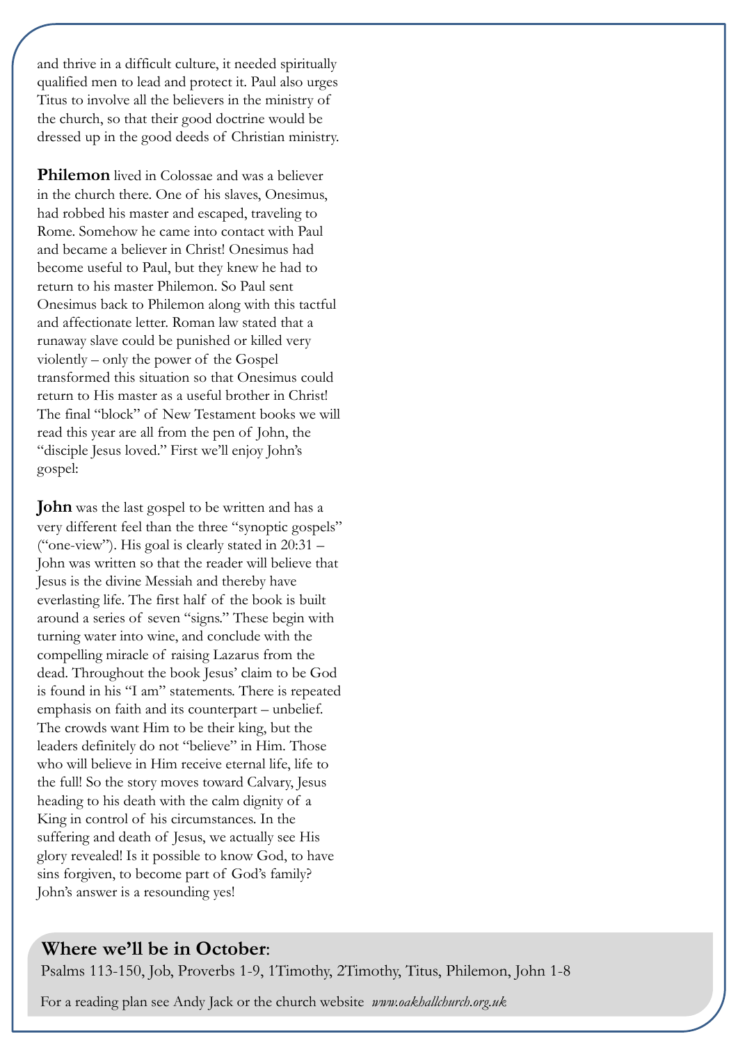and thrive in a difficult culture, it needed spiritually qualified men to lead and protect it. Paul also urges Titus to involve all the believers in the ministry of the church, so that their good doctrine would be dressed up in the good deeds of Christian ministry.

**Philemon** lived in Colossae and was a believer in the church there. One of his slaves, Onesimus, had robbed his master and escaped, traveling to Rome. Somehow he came into contact with Paul and became a believer in Christ! Onesimus had become useful to Paul, but they knew he had to return to his master Philemon. So Paul sent Onesimus back to Philemon along with this tactful and affectionate letter. Roman law stated that a runaway slave could be punished or killed very violently – only the power of the Gospel transformed this situation so that Onesimus could return to His master as a useful brother in Christ! The final "block" of New Testament books we will read this year are all from the pen of John, the "disciple Jesus loved." First we'll enjoy John's gospel:

**John** was the last gospel to be written and has a very different feel than the three "synoptic gospels" ("one-view"). His goal is clearly stated in 20:31 – John was written so that the reader will believe that Jesus is the divine Messiah and thereby have everlasting life. The first half of the book is built around a series of seven "signs." These begin with turning water into wine, and conclude with the compelling miracle of raising Lazarus from the dead. Throughout the book Jesus' claim to be God is found in his "I am" statements. There is repeated emphasis on faith and its counterpart – unbelief. The crowds want Him to be their king, but the leaders definitely do not "believe" in Him. Those who will believe in Him receive eternal life, life to the full! So the story moves toward Calvary, Jesus heading to his death with the calm dignity of a King in control of his circumstances. In the suffering and death of Jesus, we actually see His glory revealed! Is it possible to know God, to have sins forgiven, to become part of God's family? John's answer is a resounding yes!

**Where we'll be in October**:

Psalms 113-150, Job, Proverbs 1-9, 1Timothy, 2Timothy, Titus, Philemon, John 1-8

For a reading plan see Andy Jack or the church website *www.oakhallchurch.org.uk*